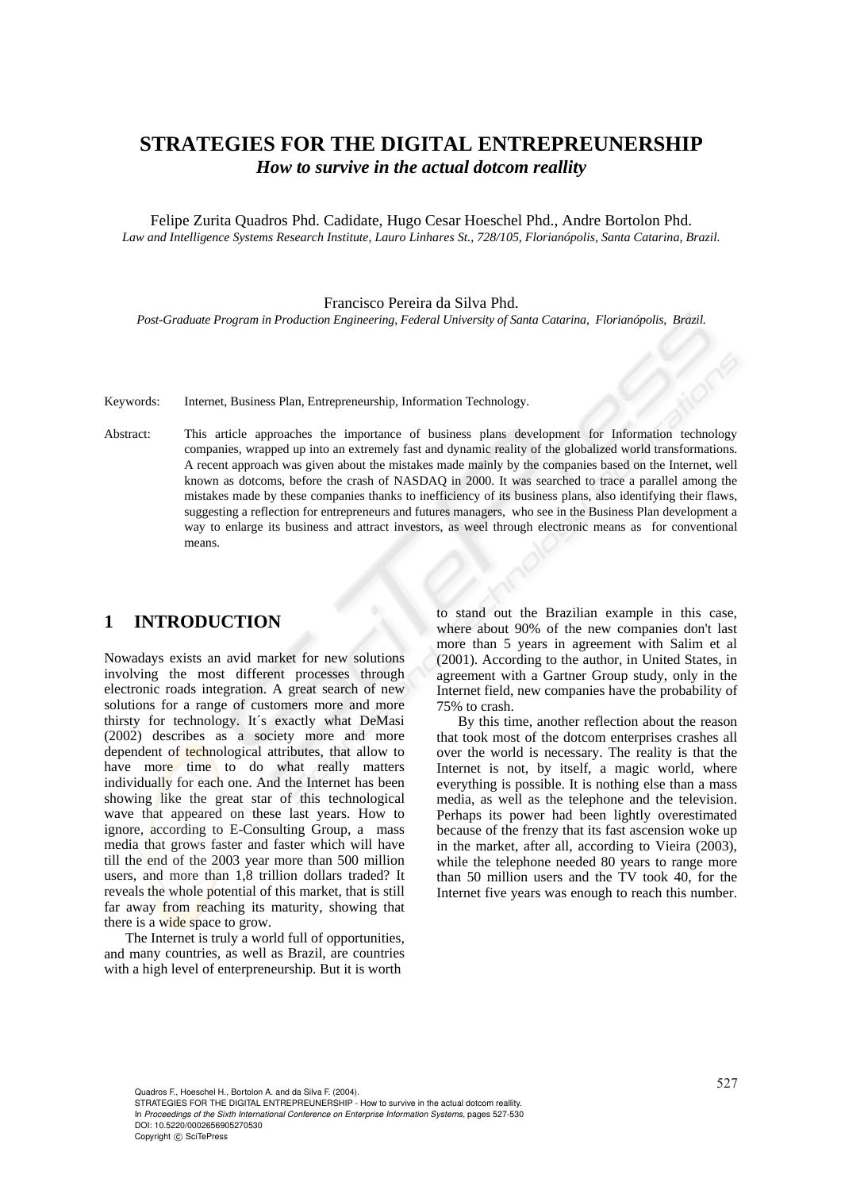# STRATEGIES FOR THE DIGITAL ENTREPREUNERSHIP

***How to survive in the actual dotcom reallity***

Felipe Zurita Quadros Phd. Cadidate, Hugo Cesar Hoeschel Phd., Andre Bortolon Phd.

*Law and Intelligence Systems Research Institute, Lauro Linhares St., 728/105, Florianópolis, Santa Catarina, Brazil.*

Francisco Pereira da Silva Phd.

*Post-Graduate Program in Production Engineering, Federal University of Santa Catarina, Florianópolis, Brazil.*

Keywords: Internet, Business Plan, Entrepreneurship, Information Technology.

Abstract: This article approaches the importance of business plans development for Information technology companies, wrapped up into an extremely fast and dynamic reality of the globalized world transformations. A recent approach was given about the mistakes made mainly by the companies based on the Internet, well known as dotcoms, before the crash of NASDAQ in 2000. It was searched to trace a parallel among the mistakes made by these companies thanks to inefficiency of its business plans, also identifying their flaws, suggesting a reflection for entrepreneurs and futures managers, who see in the Business Plan development a way to enlarge its business and attract investors, as weel through electronic means as for conventional means.

## 1 INTRODUCTION

Nowadays exists an avid market for new solutions involving the most different processes through electronic roads integration. A great search of new solutions for a range of customers more and more thirsty for technology. It´s exactly what DeMasi (2002) describes as a society more and more dependent of technological attributes, that allow to have more time to do what really matters individually for each one. And the Internet has been showing like the great star of this technological wave that appeared on these last years. How to ignore, according to E-Consulting Group, a mass media that grows faster and faster which will have till the end of the 2003 year more than 500 million users, and more than 1,8 trillion dollars traded? It reveals the whole potential of this market, that is still far away from reaching its maturity, showing that there is a wide space to grow.

The Internet is truly a world full of opportunities, and many countries, as well as Brazil, are countries with a high level of enterpreneurship. But it is worth to stand out the Brazilian example in this case, where about 90% of the new companies don't last more than 5 years in agreement with Salim et al (2001). According to the author, in United States, in agreement with a Gartner Group study, only in the Internet field, new companies have the probability of 75% to crash.

By this time, another reflection about the reason that took most of the dotcom enterprises crashes all over the world is necessary. The reality is that the Internet is not, by itself, a magic world, where everything is possible. It is nothing else than a mass media, as well as the telephone and the television. Perhaps its power had been lightly overestimated because of the frenzy that its fast ascension woke up in the market, after all, according to Vieira (2003), while the telephone needed 80 years to range more than 50 million users and the TV took 40, for the Internet five years was enough to reach this number.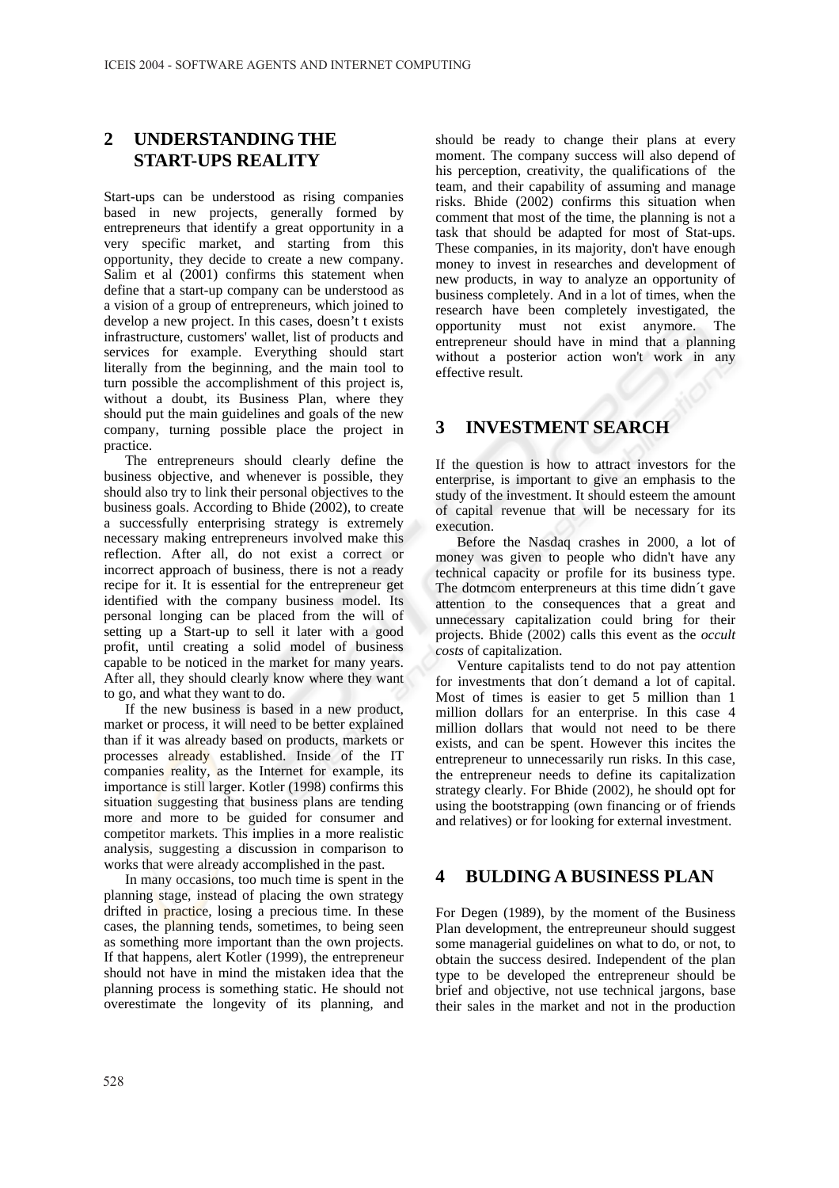## 2 UNDERSTANDING THE START-UPS REALITY

Start-ups can be understood as rising companies based in new projects, generally formed by entrepreneurs that identify a great opportunity in a very specific market, and starting from this opportunity, they decide to create a new company. Salim et al (2001) confirms this statement when define that a start-up company can be understood as a vision of a group of entrepreneurs, which joined to develop a new project. In this cases, doesn't t exists infrastructure, customers' wallet, list of products and services for example. Everything should start literally from the beginning, and the main tool to turn possible the accomplishment of this project is, without a doubt, its Business Plan, where they should put the main guidelines and goals of the new company, turning possible place the project in practice.

The entrepreneurs should clearly define the business objective, and whenever is possible, they should also try to link their personal objectives to the business goals. According to Bhide (2002), to create a successfully enterprising strategy is extremely necessary making entrepreneurs involved make this reflection. After all, do not exist a correct or incorrect approach of business, there is not a ready recipe for it. It is essential for the entrepreneur get identified with the company business model. Its personal longing can be placed from the will of setting up a Start-up to sell it later with a good profit, until creating a solid model of business capable to be noticed in the market for many years. After all, they should clearly know where they want to go, and what they want to do.

If the new business is based in a new product, market or process, it will need to be better explained than if it was already based on products, markets or processes already established. Inside of the IT companies reality, as the Internet for example, its importance is still larger. Kotler (1998) confirms this situation suggesting that business plans are tending more and more to be guided for consumer and competitor markets. This implies in a more realistic analysis, suggesting a discussion in comparison to works that were already accomplished in the past.

In many occasions, too much time is spent in the planning stage, instead of placing the own strategy drifted in practice, losing a precious time. In these cases, the planning tends, sometimes, to being seen as something more important than the own projects. If that happens, alert Kotler (1999), the entrepreneur should not have in mind the mistaken idea that the planning process is something static. He should not overestimate the longevity of its planning, and should be ready to change their plans at every moment. The company success will also depend of his perception, creativity, the qualifications of the team, and their capability of assuming and manage risks. Bhide (2002) confirms this situation when comment that most of the time, the planning is not a task that should be adapted for most of Stat-ups. These companies, in its majority, don't have enough money to invest in researches and development of new products, in way to analyze an opportunity of business completely. And in a lot of times, when the research have been completely investigated, the opportunity must not exist anymore. The entrepreneur should have in mind that a planning without a posterior action won't work in any effective result.

## 3 INVESTMENT SEARCH

If the question is how to attract investors for the enterprise, is important to give an emphasis to the study of the investment. It should esteem the amount of capital revenue that will be necessary for its execution.

Before the Nasdaq crashes in 2000, a lot of money was given to people who didn't have any technical capacity or profile for its business type. The dotmcom enterpreneurs at this time didn´t gave attention to the consequences that a great and unnecessary capitalization could bring for their projects. Bhide (2002) calls this event as the *occult costs* of capitalization.

Venture capitalists tend to do not pay attention for investments that don´t demand a lot of capital. Most of times is easier to get 5 million than 1 million dollars for an enterprise. In this case 4 million dollars that would not need to be there exists, and can be spent. However this incites the entrepreneur to unnecessarily run risks. In this case, the entrepreneur needs to define its capitalization strategy clearly. For Bhide (2002), he should opt for using the bootstrapping (own financing or of friends and relatives) or for looking for external investment.

## 4 BULDING A BUSINESS PLAN

For Degen (1989), by the moment of the Business Plan development, the entrepreuneur should suggest some managerial guidelines on what to do, or not, to obtain the success desired. Independent of the plan type to be developed the entrepreneur should be brief and objective, not use technical jargons, base their sales in the market and not in the production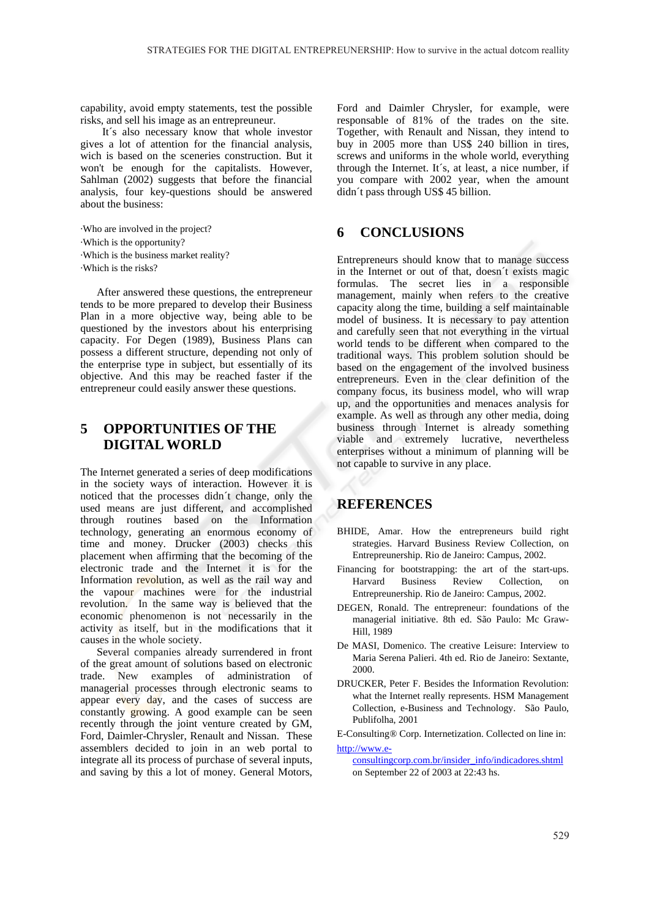capability, avoid empty statements, test the possible risks, and sell his image as an entrepreneur.

It´s also necessary know that whole investor gives a lot of attention for the financial analysis, wich is based on the sceneries construction. But it won't be enough for the capitalists. However, Sahlman (2002) suggests that before the financial analysis, four key-questions should be answered about the business:

·Who are involved in the project?
·Which is the opportunity?
·Which is the business market reality?
·Which is the risks?

After answered these questions, the entrepreneur tends to be more prepared to develop their Business Plan in a more objective way, being able to be questioned by the investors about his enterprising capacity. For Degen (1989), Business Plans can possess a different structure, depending not only of the enterprise type in subject, but essentially of its objective. And this may be reached faster if the entrepreneur could easily answer these questions.

## 5 OPPORTUNITIES OF THE DIGITAL WORLD

The Internet generated a series of deep modifications in the society ways of interaction. However it is noticed that the processes didn´t change, only the used means are just different, and accomplished through routines based on the Information technology, generating an enormous economy of time and money. Drucker (2003) checks this placement when affirming that the becoming of the electronic trade and the Internet it is for the Information revolution, as well as the rail way and the vapour machines were for the industrial revolution. In the same way is believed that the economic phenomenon is not necessarily in the activity as itself, but in the modifications that it causes in the whole society.

Several companies already surrendered in front of the great amount of solutions based on electronic trade. New examples of administration of managerial processes through electronic seams to appear every day, and the cases of success are constantly growing. A good example can be seen recently through the joint venture created by GM, Ford, Daimler-Chrysler, Renault and Nissan. These assemblers decided to join in an web portal to integrate all its process of purchase of several inputs, and saving by this a lot of money. General Motors, Ford and Daimler Chrysler, for example, were responsable of 81% of the trades on the site. Together, with Renault and Nissan, they intend to buy in 2005 more than US$ 240 billion in tires, screws and uniforms in the whole world, everything through the Internet. It´s, at least, a nice number, if you compare with 2002 year, when the amount didn´t pass through US$ 45 billion.

## 6 CONCLUSIONS

Entrepreneurs should know that to manage success in the Internet or out of that, doesn´t exists magic formulas. The secret lies in a responsible management, mainly when refers to the creative capacity along the time, building a self maintainable model of business. It is necessary to pay attention and carefully seen that not everything in the virtual world tends to be different when compared to the traditional ways. This problem solution should be based on the engagement of the involved business entrepreneurs. Even in the clear definition of the company focus, its business model, who will wrap up, and the opportunities and menaces analysis for example. As well as through any other media, doing business through Internet is already something viable and extremely lucrative, nevertheless enterprises without a minimum of planning will be not capable to survive in any place.

## REFERENCES

BHIDE, Amar. How the entrepreneurs build right strategies. Harvard Business Review Collection, on Entrepreneurship. Rio de Janeiro: Campus, 2002.

Financing for bootstrapping: the art of the start-ups. Harvard Business Review Collection, on Entrepreneurship. Rio de Janeiro: Campus, 2002.

DEGEN, Ronald. The entrepreneur: foundations of the managerial initiative. 8th ed. São Paulo: Mc Graw-Hill, 1989

De MASI, Domenico. The creative Leisure: Interview to Maria Serena Palieri. 4th ed. Rio de Janeiro: Sextante, 2000.

DRUCKER, Peter F. Besides the Information Revolution: what the Internet really represents. HSM Management Collection, e-Business and Technology. São Paulo, Publifolha, 2001

E-Consulting® Corp. Internetization. Collected on line in: http://www.e-consultingcorp.com.br/insider_info/indicadores.shtml on September 22 of 2003 at 22:43 hs.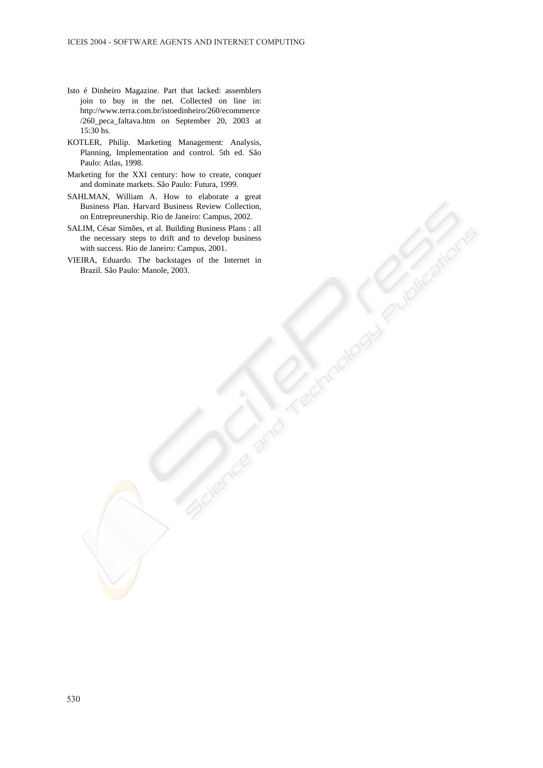Isto é Dinheiro Magazine. Part that lacked: assemblers join to buy in the net. Collected on line in: http://www.terra.com.br/istoedinheiro/260/ecommerce/260_peca_faltava.htm on September 20, 2003 at 15:30 hs.

KOTLER, Philip. Marketing Management: Analysis, Planning, Implementation and control. 5th ed. São Paulo: Atlas, 1998.

Marketing for the XXI century: how to create, conquer and dominate markets. São Paulo: Futura, 1999.

SAHLMAN, William A. How to elaborate a great Business Plan. Harvard Business Review Collection, on Entrepreunership. Rio de Janeiro: Campus, 2002.

SALIM, César Simões, et al. Building Business Plans : all the necessary steps to drift and to develop business with success. Rio de Janeiro: Campus, 2001.

VIEIRA, Eduardo. The backstages of the Internet in Brazil. São Paulo: Manole, 2003.